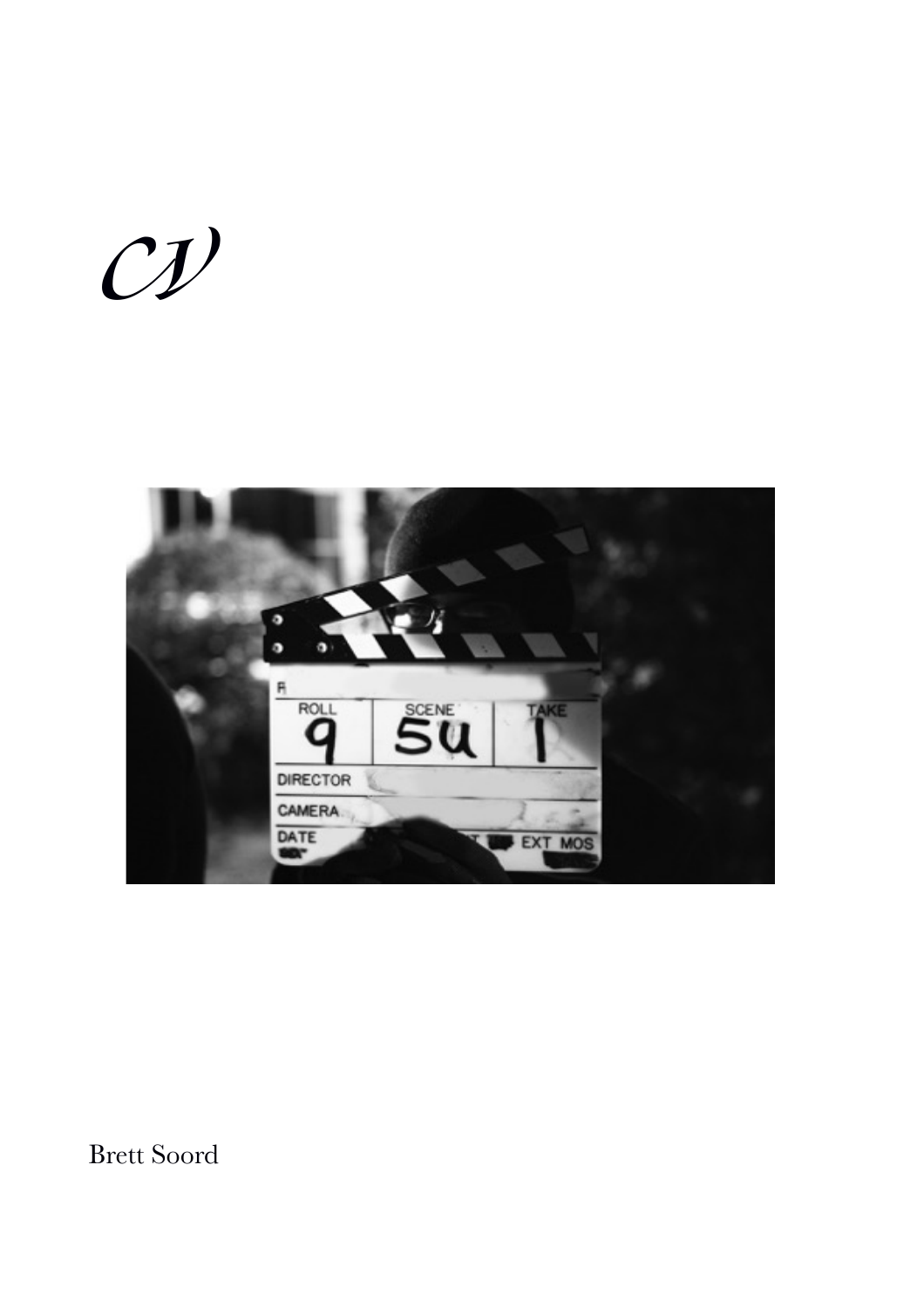# *CV*

Brett Soord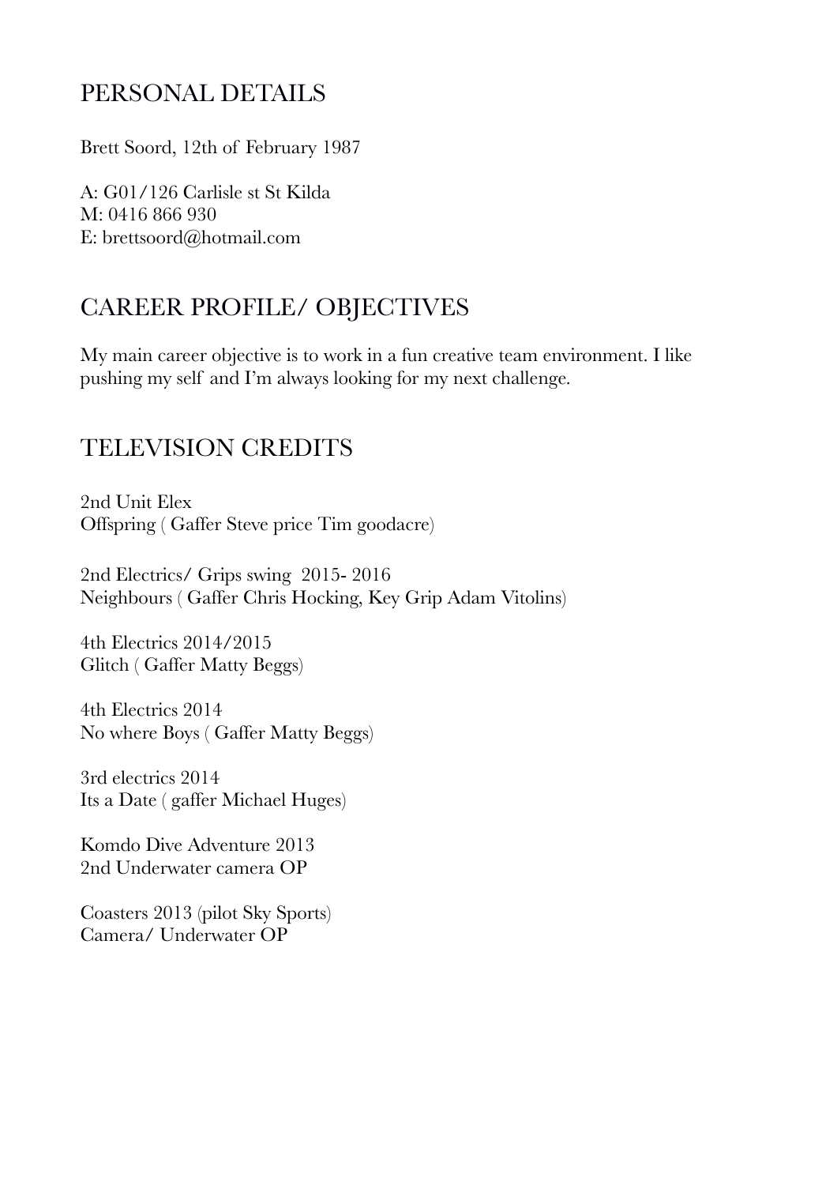## PERSONAL DETAILS

Brett Soord, 12th of February 1987

A: G01/126 Carlisle st St Kilda
M: 0416 866 930
E: brettsoord@hotmail.com

## CAREER PROFILE/ OBJECTIVES

My main career objective is to work in a fun creative team environment. I like pushing my self and I'm always looking for my next challenge.

## TELEVISION CREDITS

2nd Unit Elex
Offspring ( Gaffer Steve price Tim goodacre)

2nd Electrics/ Grips swing 2015- 2016
Neighbours ( Gaffer Chris Hocking, Key Grip Adam Vitolins)

4th Electrics 2014/2015
Glitch ( Gaffer Matty Beggs)

4th Electrics 2014
No where Boys ( Gaffer Matty Beggs)

3rd electrics 2014
Its a Date ( gaffer Michael Huges)

Komdo Dive Adventure 2013
2nd Underwater camera OP

Coasters 2013 (pilot Sky Sports)
Camera/ Underwater OP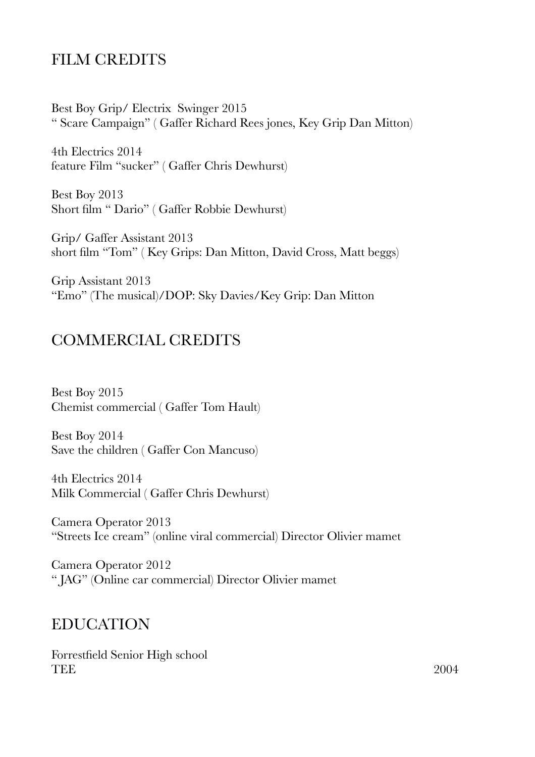## FILM CREDITS

Best Boy Grip/ Electrix  Swinger 2015
" Scare Campaign" ( Gaffer Richard Rees jones, Key Grip Dan Mitton)

4th Electrics 2014
feature Film "sucker" ( Gaffer Chris Dewhurst)

Best Boy 2013
Short film " Dario" ( Gaffer Robbie Dewhurst)

Grip/ Gaffer Assistant 2013
short film "Tom" ( Key Grips: Dan Mitton, David Cross, Matt beggs)

Grip Assistant 2013
"Emo" (The musical)/DOP: Sky Davies/Key Grip: Dan Mitton

## COMMERCIAL CREDITS

Best Boy 2015
Chemist commercial ( Gaffer Tom Hault)

Best Boy 2014
Save the children ( Gaffer Con Mancuso)

4th Electrics 2014
Milk Commercial ( Gaffer Chris Dewhurst)

Camera Operator 2013
"Streets Ice cream" (online viral commercial) Director Olivier mamet

Camera Operator 2012
" JAG" (Online car commercial) Director Olivier mamet

## EDUCATION

Forrestfield Senior High school
TEE 2004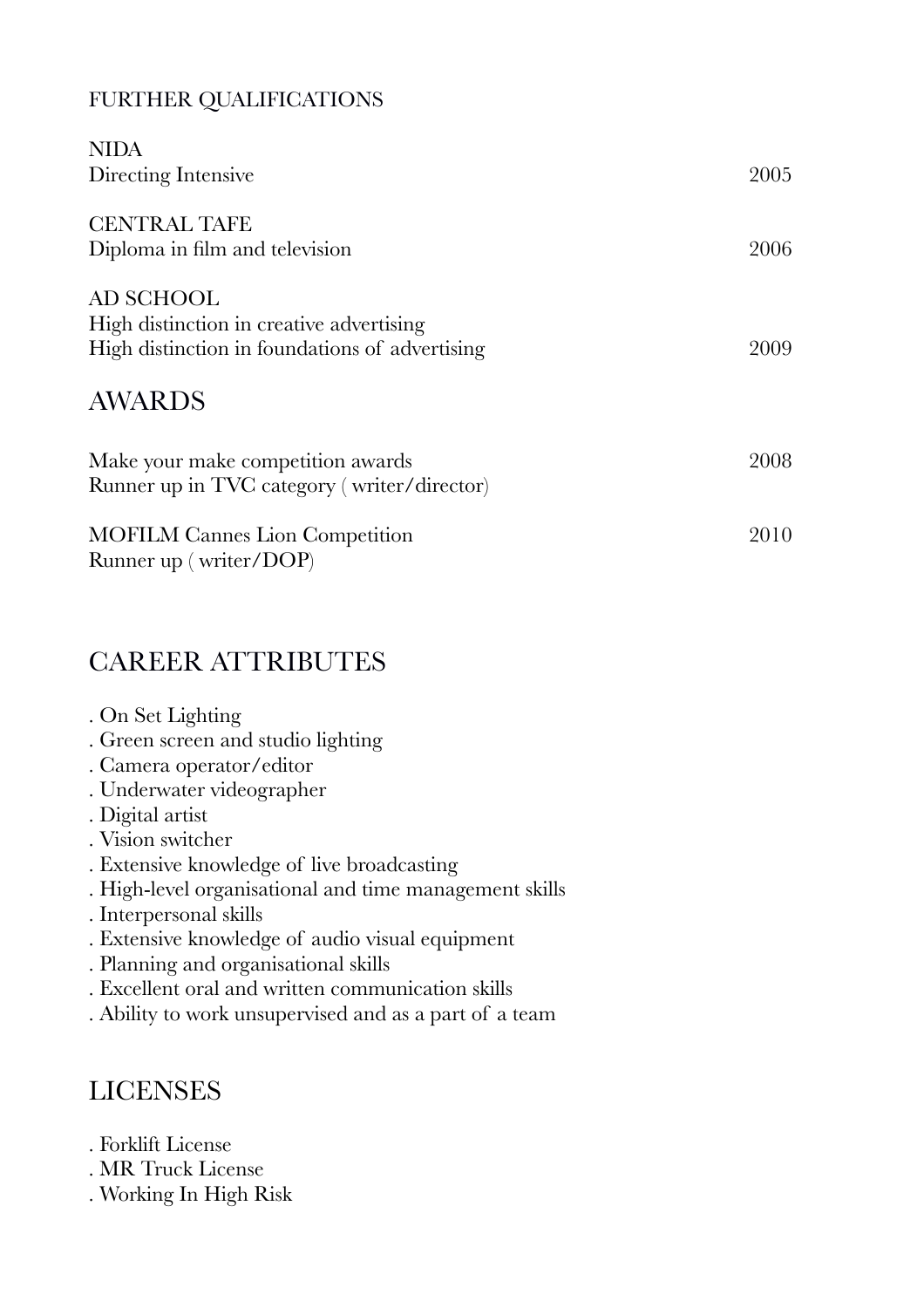## FURTHER QUALIFICATIONS

NIDA
Directing Intensive — 2005

CENTRAL TAFE
Diploma in film and television — 2006

AD SCHOOL
High distinction in creative advertising
High distinction in foundations of advertising — 2009

## AWARDS

Make your make competition awards — 2008
Runner up in TVC category ( writer/director)

MOFILM Cannes Lion Competition — 2010
Runner up ( writer/DOP)

## CAREER ATTRIBUTES

. On Set Lighting
. Green screen and studio lighting
. Camera operator/editor
. Underwater videographer
. Digital artist
. Vision switcher
. Extensive knowledge of live broadcasting
. High-level organisational and time management skills
. Interpersonal skills
. Extensive knowledge of audio visual equipment
. Planning and organisational skills
. Excellent oral and written communication skills
. Ability to work unsupervised and as a part of a team

## LICENSES

. Forklift License
. MR Truck License
. Working In High Risk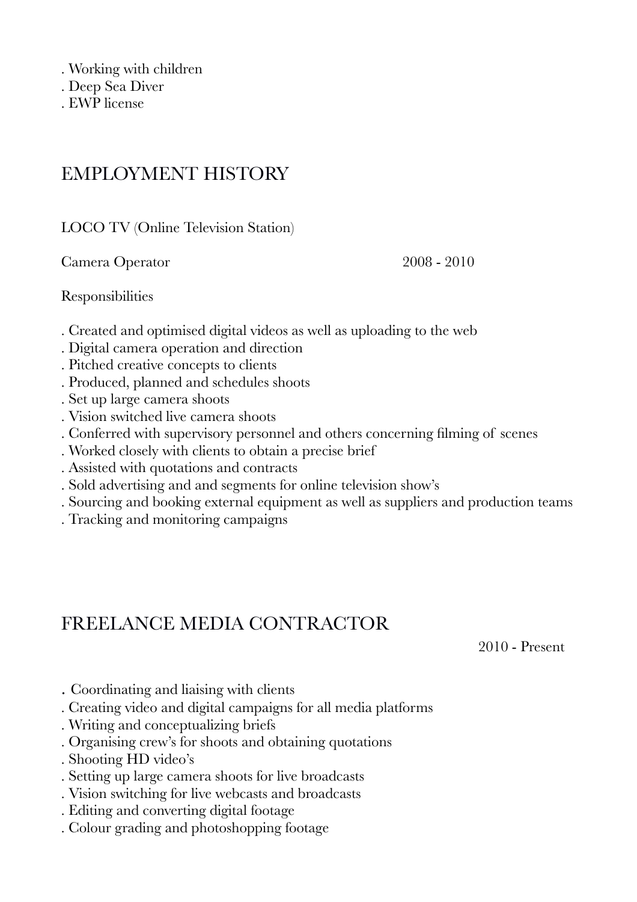. Working with children
. Deep Sea Diver
. EWP license

## EMPLOYMENT HISTORY

LOCO TV (Online Television Station)

Camera Operator 2008 - 2010

Responsibilities

. Created and optimised digital videos as well as uploading to the web
. Digital camera operation and direction
. Pitched creative concepts to clients
. Produced, planned and schedules shoots
. Set up large camera shoots
. Vision switched live camera shoots
. Conferred with supervisory personnel and others concerning filming of scenes
. Worked closely with clients to obtain a precise brief
. Assisted with quotations and contracts
. Sold advertising and and segments for online television show's
. Sourcing and booking external equipment as well as suppliers and production teams
. Tracking and monitoring campaigns

## FREELANCE MEDIA CONTRACTOR

2010 - Present

. Coordinating and liaising with clients
. Creating video and digital campaigns for all media platforms
. Writing and conceptualizing briefs
. Organising crew's for shoots and obtaining quotations
. Shooting HD video's
. Setting up large camera shoots for live broadcasts
. Vision switching for live webcasts and broadcasts
. Editing and converting digital footage
. Colour grading and photoshopping footage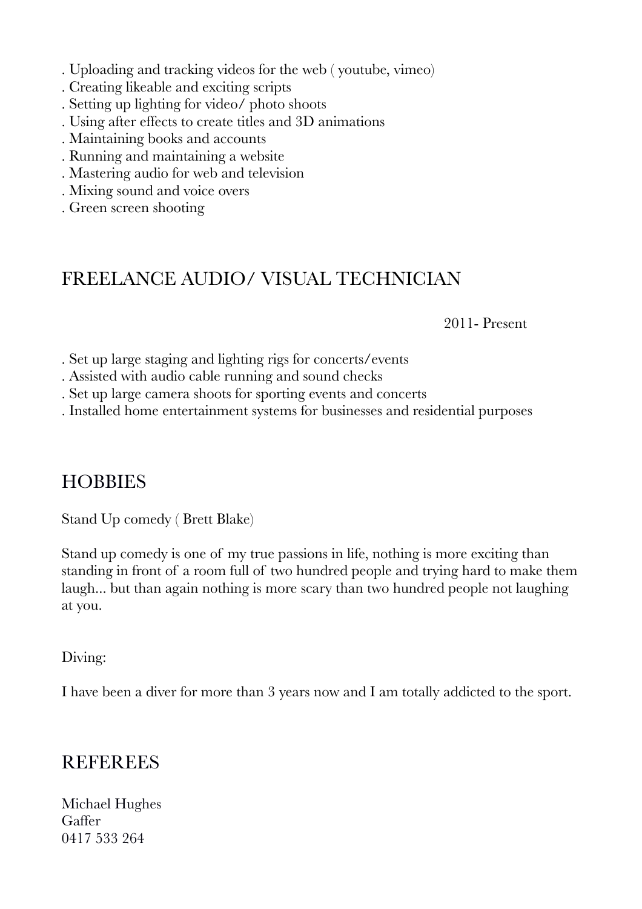. Uploading and tracking videos for the web ( youtube, vimeo)
. Creating likeable and exciting scripts
. Setting up lighting for video/ photo shoots
. Using after effects to create titles and 3D animations
. Maintaining books and accounts
. Running and maintaining a website
. Mastering audio for web and television
. Mixing sound and voice overs
. Green screen shooting

## FREELANCE AUDIO/ VISUAL TECHNICIAN

2011- Present

. Set up large staging and lighting rigs for concerts/events
. Assisted with audio cable running and sound checks
. Set up large camera shoots for sporting events and concerts
. Installed home entertainment systems for businesses and residential purposes

## HOBBIES

Stand Up comedy ( Brett Blake)

Stand up comedy is one of my true passions in life, nothing is more exciting than standing in front of a room full of two hundred people and trying hard to make them laugh... but than again nothing is more scary than two hundred people not laughing at you.

Diving:

I have been a diver for more than 3 years now and I am totally addicted to the sport.

## REFEREES

Michael Hughes
Gaffer
0417 533 264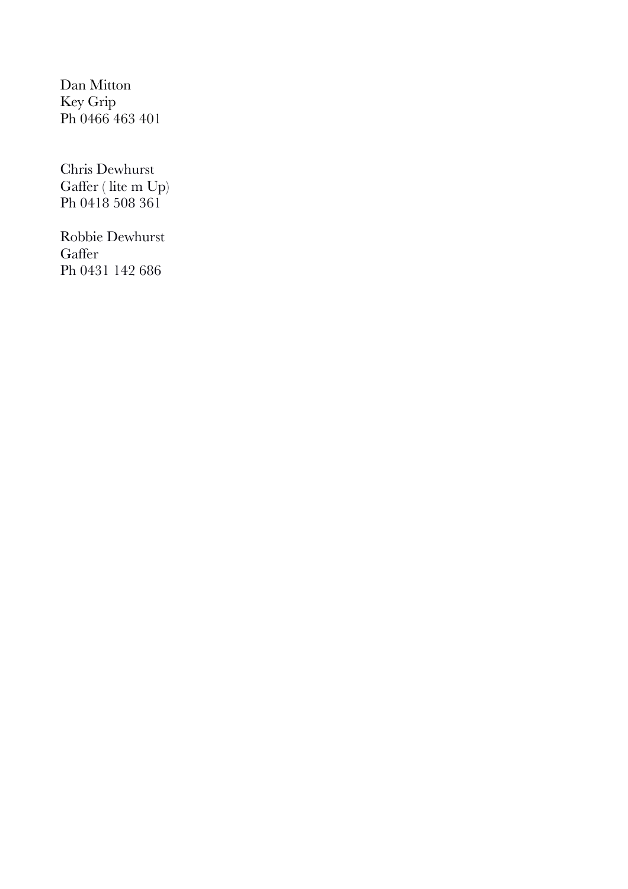Dan Mitton
Key Grip
Ph 0466 463 401

Chris Dewhurst
Gaffer ( lite m Up)
Ph 0418 508 361

Robbie Dewhurst
Gaffer
Ph 0431 142 686